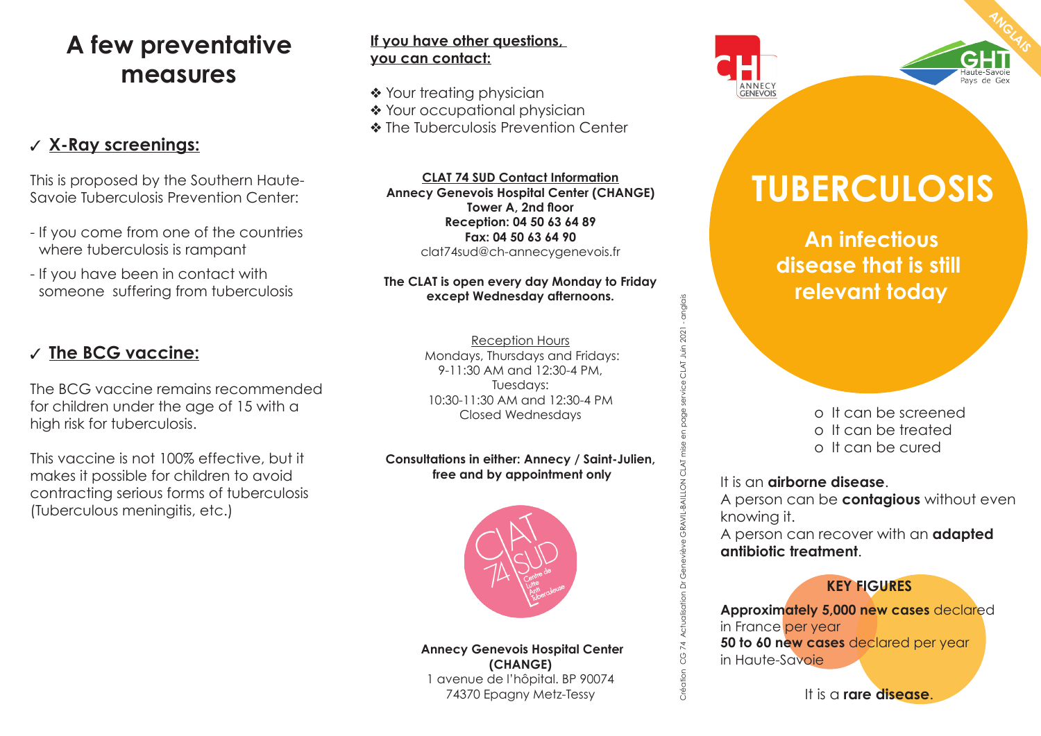# A few preventative measures

✓ **X-Ray screenings:**

This is proposed by the Southern Haute-Savoie Tuberculosis Prevention Center:

- If you come from one of the countries where tuberculosis is rampant
- If you have been in contact with someone suffering from tuberculosis

✓ **The BCG vaccine:**

The BCG vaccine remains recommended for children under the age of 15 with a high risk for tuberculosis.

This vaccine is not 100% effective, but it makes it possible for children to avoid contracting serious forms of tuberculosis (Tuberculous meningitis, etc.)

**If you have other questions, you can contact:**

❖ Your treating physician
❖ Your occupational physician
❖ The Tuberculosis Prevention Center

**CLAT 74 SUD Contact Information**
**Annecy Genevois Hospital Center (CHANGE)**
**Tower A, 2nd floor**
**Reception: 04 50 63 64 89**
**Fax: 04 50 63 64 90**
clat74sud@ch-annecygenevois.fr

**The CLAT is open every day Monday to Friday except Wednesday afternoons.**

Reception Hours
Mondays, Thursdays and Fridays:
9-11:30 AM and 12:30-4 PM,
Tuesdays:
10:30-11:30 AM and 12:30-4 PM
Closed Wednesdays

**Consultations in either: Annecy / Saint-Julien, free and by appointment only**

CLAT 74 SUD Centre de Lutte Anti Tuberculeuse

**Annecy Genevois Hospital Center (CHANGE)**
1 avenue de l'hôpital. BP 90074
74370 Epagny Metz-Tessy

Création CG 74 Actualisation Dr Geneviève GRAVIL-BAILLON CLAT mise en page service CLAT Juin 2021 - anglais

CH ANNECY GENEVOIS — GHT Haute-Savoie Pays de Gex — ANGLAIS

# TUBERCULOSIS

## An infectious disease that is still relevant today

- It can be screened
- It can be treated
- It can be cured

It is an **airborne disease**.
A person can be **contagious** without even knowing it.
A person can recover with an **adapted antibiotic treatment**.

**KEY FIGURES**

**Approximately 5,000 new cases** declared in France per year
**50 to 60 new cases** declared per year in Haute-Savoie

It is a **rare disease**.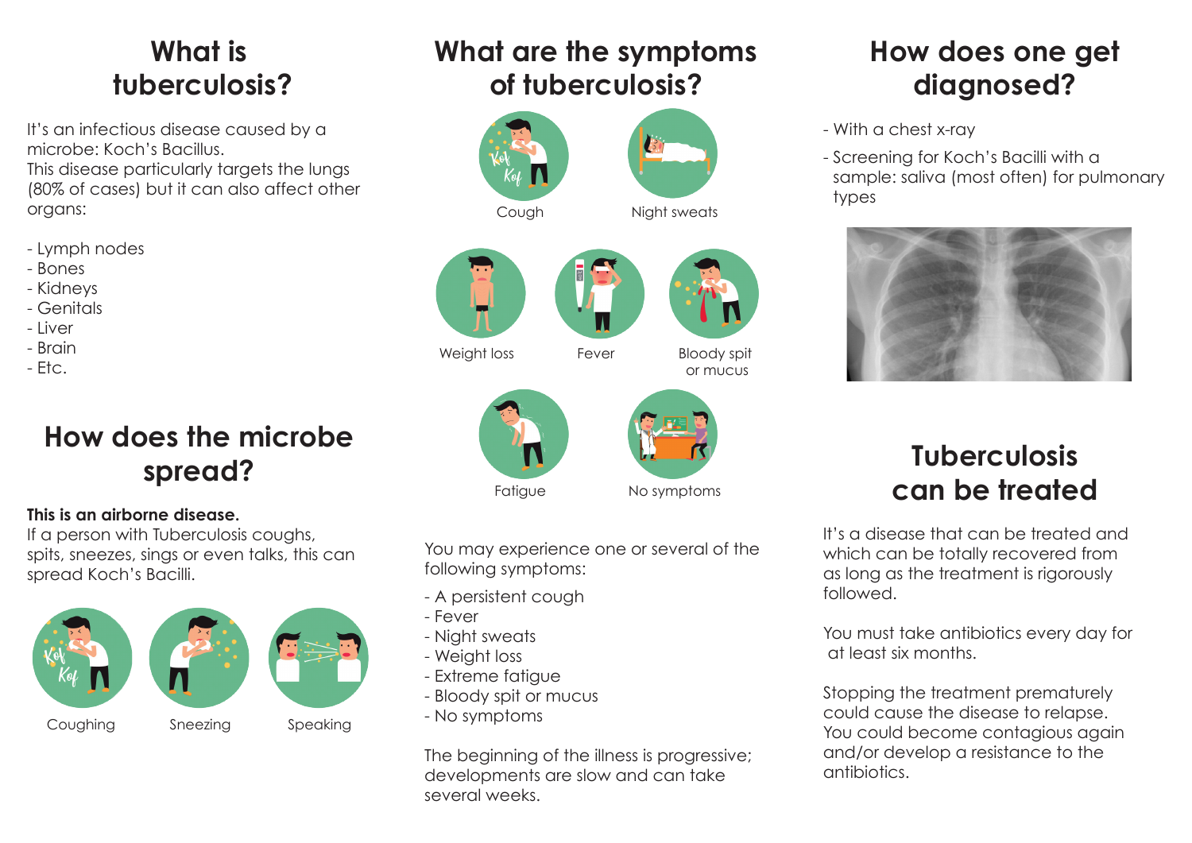## What is tuberculosis?

It's an infectious disease caused by a microbe: Koch's Bacillus.
This disease particularly targets the lungs (80% of cases) but it can also affect other organs:

- Lymph nodes
- Bones
- Kidneys
- Genitals
- Liver
- Brain
- Etc.

## How does the microbe spread?

**This is an airborne disease.**
If a person with Tuberculosis coughs, spits, sneezes, sings or even talks, this can spread Koch's Bacilli.

Coughing

Sneezing

Speaking

## What are the symptoms of tuberculosis?

Cough

Night sweats

Weight loss

Fever

Bloody spit or mucus

Fatigue

No symptoms

You may experience one or several of the following symptoms:

- A persistent cough
- Fever
- Night sweats
- Weight loss
- Extreme fatigue
- Bloody spit or mucus
- No symptoms

The beginning of the illness is progressive; developments are slow and can take several weeks.

## How does one get diagnosed?

- With a chest x-ray
- Screening for Koch's Bacilli with a sample: saliva (most often) for pulmonary types

## Tuberculosis can be treated

It's a disease that can be treated and which can be totally recovered from as long as the treatment is rigorously followed.

You must take antibiotics every day for at least six months.

Stopping the treatment prematurely could cause the disease to relapse. You could become contagious again and/or develop a resistance to the antibiotics.